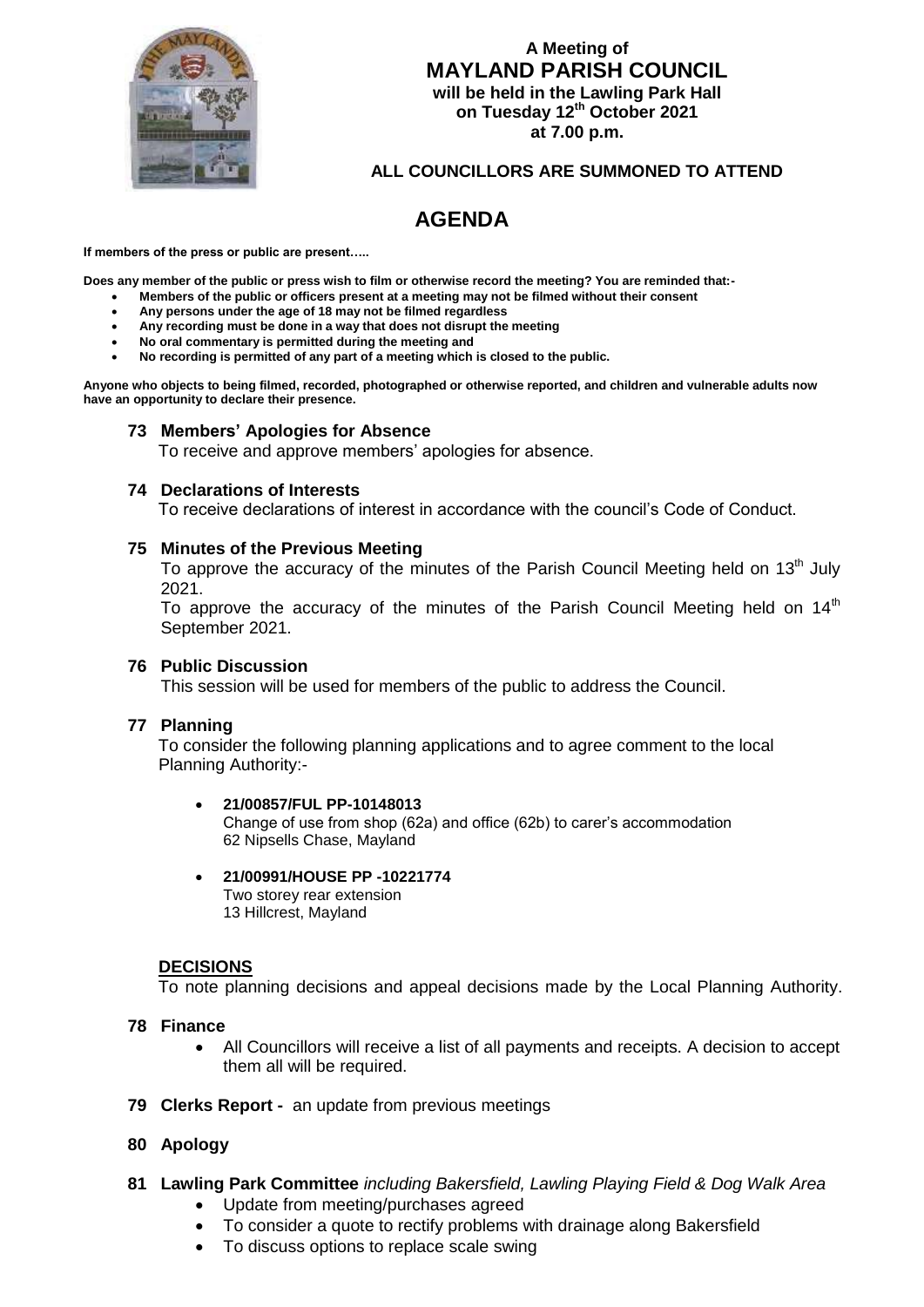**A Meeting of**
# MAYLAND PARISH COUNCIL
**will be held in the Lawling Park Hall**
**on Tuesday 12th October 2021**
**at 7.00 p.m.**

**ALL COUNCILLORS ARE SUMMONED TO ATTEND**

# AGENDA

**If members of the press or public are present…..**

**Does any member of the public or press wish to film or otherwise record the meeting? You are reminded that:-**

- **Members of the public or officers present at a meeting may not be filmed without their consent**
- **Any persons under the age of 18 may not be filmed regardless**
- **Any recording must be done in a way that does not disrupt the meeting**
- **No oral commentary is permitted during the meeting and**
- **No recording is permitted of any part of a meeting which is closed to the public.**

**Anyone who objects to being filmed, recorded, photographed or otherwise reported, and children and vulnerable adults now have an opportunity to declare their presence.**

### 73 Members' Apologies for Absence
To receive and approve members' apologies for absence.

### 74 Declarations of Interests
To receive declarations of interest in accordance with the council's Code of Conduct.

### 75 Minutes of the Previous Meeting
To approve the accuracy of the minutes of the Parish Council Meeting held on 13th July 2021.

To approve the accuracy of the minutes of the Parish Council Meeting held on 14th September 2021.

### 76 Public Discussion
This session will be used for members of the public to address the Council.

### 77 Planning
To consider the following planning applications and to agree comment to the local Planning Authority:-

- **21/00857/FUL PP-10148013**
  Change of use from shop (62a) and office (62b) to carer's accommodation
  62 Nipsells Chase, Mayland
- **21/00991/HOUSE PP -10221774**
  Two storey rear extension
  13 Hillcrest, Mayland

**DECISIONS**

To note planning decisions and appeal decisions made by the Local Planning Authority.

### 78 Finance
- All Councillors will receive a list of all payments and receipts. A decision to accept them all will be required.

### 79 Clerks Report - an update from previous meetings

### 80 Apology

### 81 Lawling Park Committee *including Bakersfield, Lawling Playing Field & Dog Walk Area*
- Update from meeting/purchases agreed
- To consider a quote to rectify problems with drainage along Bakersfield
- To discuss options to replace scale swing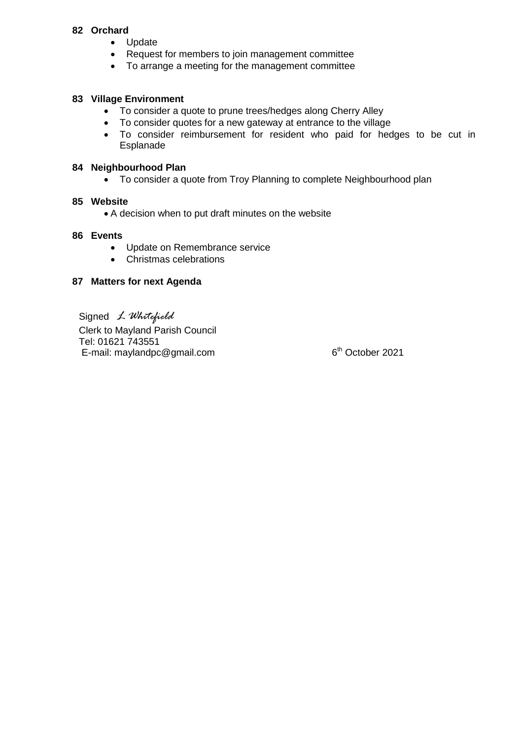**82 Orchard**

- Update
- Request for members to join management committee
- To arrange a meeting for the management committee

**83 Village Environment**

- To consider a quote to prune trees/hedges along Cherry Alley
- To consider quotes for a new gateway at entrance to the village
- To consider reimbursement for resident who paid for hedges to be cut in Esplanade

**84 Neighbourhood Plan**

- To consider a quote from Troy Planning to complete Neighbourhood plan

**85 Website**

- A decision when to put draft minutes on the website

**86 Events**

- Update on Remembrance service
- Christmas celebrations

**87 Matters for next Agenda**

Signed *L Whitefield*

Clerk to Mayland Parish Council
Tel: 01621 743551
E-mail: maylandpc@gmail.com

6th October 2021